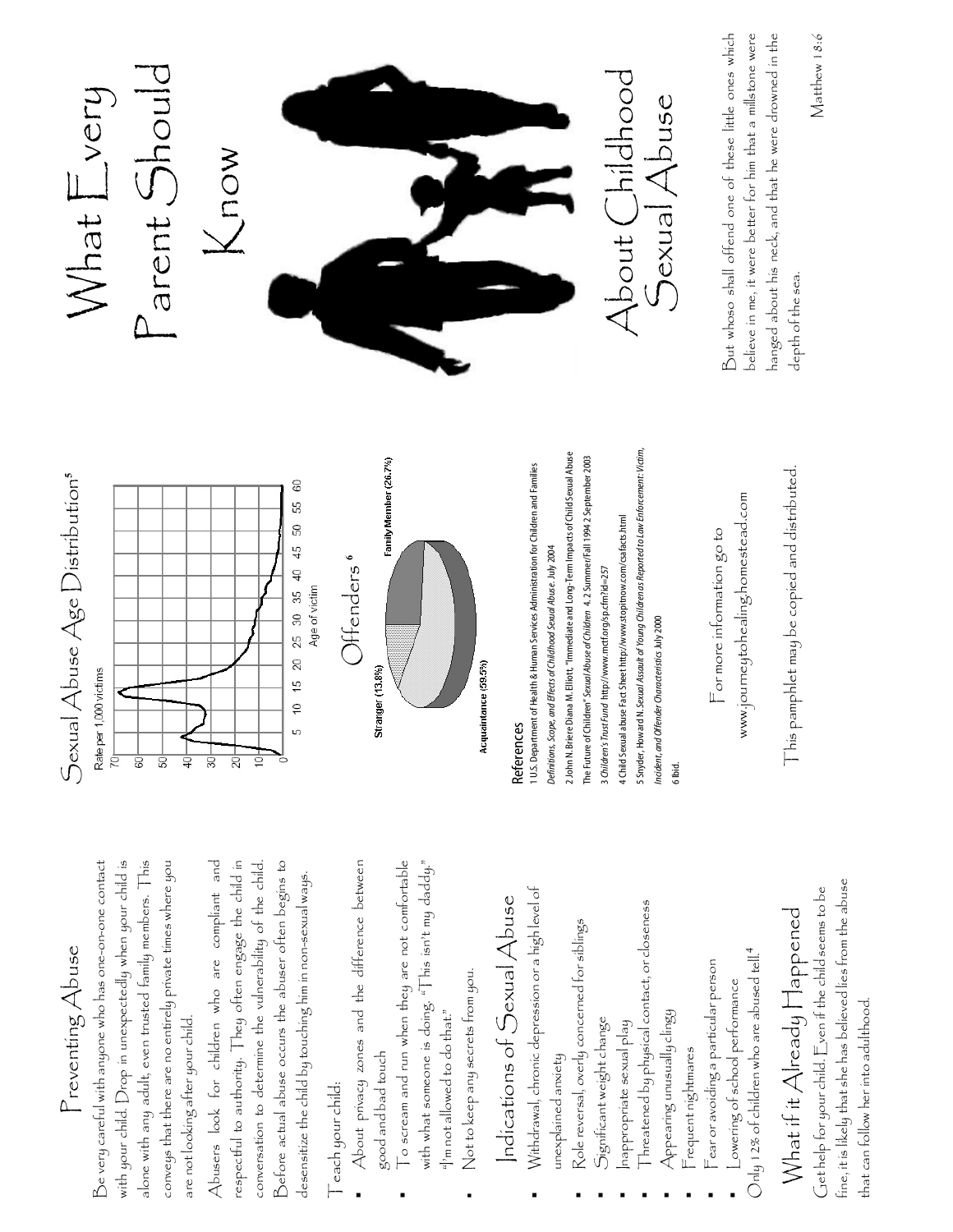## Preventing Abuse

Be very careful with anyone who has one-on-one contact with your child. Drop in unexpectedly when your child is alone with any adult, even trusted family members. This conveys that there are no entirely private times where you are not looking after your child.

Abusers look for children who are compliant and respectful to authority. They often engage the child in conversation to determine the vulnerability of the child. Before actual abuse occurs the abuser often begins to desensitize the child by touching him in non-sexual ways.

Teach your child:

- About privacy zones and the difference between good and bad touch
- To scream and run when they are not comfortable with what someone is doing. "This isn't my daddy." "I'm not allowed to do that."
- Not to keep any secrets from you.

## Indications of Sexual Abuse

- Withdrawal, chronic depression or a high level of unexplained anxiety
- Role reversal, overly concerned for siblings
- Significant weight change
- Inappropriate sexual play
- Threatened by physical contact, or closeness
- Appearing unusually clingy
- Frequent nightmares
- Fear or avoiding a particular person
- Lowering of school performance

Only 12% of children who are abused tell.[4]

## What if it Already Happened

Get help for your child. Even if the child seems to be fine, it is likely that she has believed lies from the abuse that can follow her into adulthood.

## Sexual Abuse Age Distribution[5]

Rate per 1,000 victims

(Chart: y-axis 0–70; x-axis Age of victim 5–60)

## Offenders[6]

- Stranger (13.8%)
- Family Member (26.7%)
- Acquaintance (59.5%)

### References

1 U.S. Department of Health & Human Services Administration for Children and Families *Definitions, Scope, and Effects of Childhood Sexual Abuse*. July 2004

2 John N. Briere Diana M. Elliott, "Immediate and Long-Term Impacts of Child Sexual Abuse The Future of Children" *Sexual Abuse of Children* 4. 2 Summer/Fall 1994 2 September 2003

3 *Children's Trust Fund* http://www.mctf.org/sp.cfm?id=257

4 Child Sexual abuse Fact Sheet http://www.stopitnow.com/csafacts.html

5 Snyder, Howard N. *Sexual Assault of Young Children as Reported to Law Enforcement: Victim, Incident, and Offender Characteristics* July 2000

6 Ibid.

For more information go to
www.journeytohealing.homestead.com

This pamphlet may be copied and distributed.

# What Every Parent Should Know About Childhood Sexual Abuse

But whoso shall offend one of these little ones which believe in me, it were better for him that a millstone were hanged about his neck, and that he were drowned in the depth of the sea.

Matthew 18:6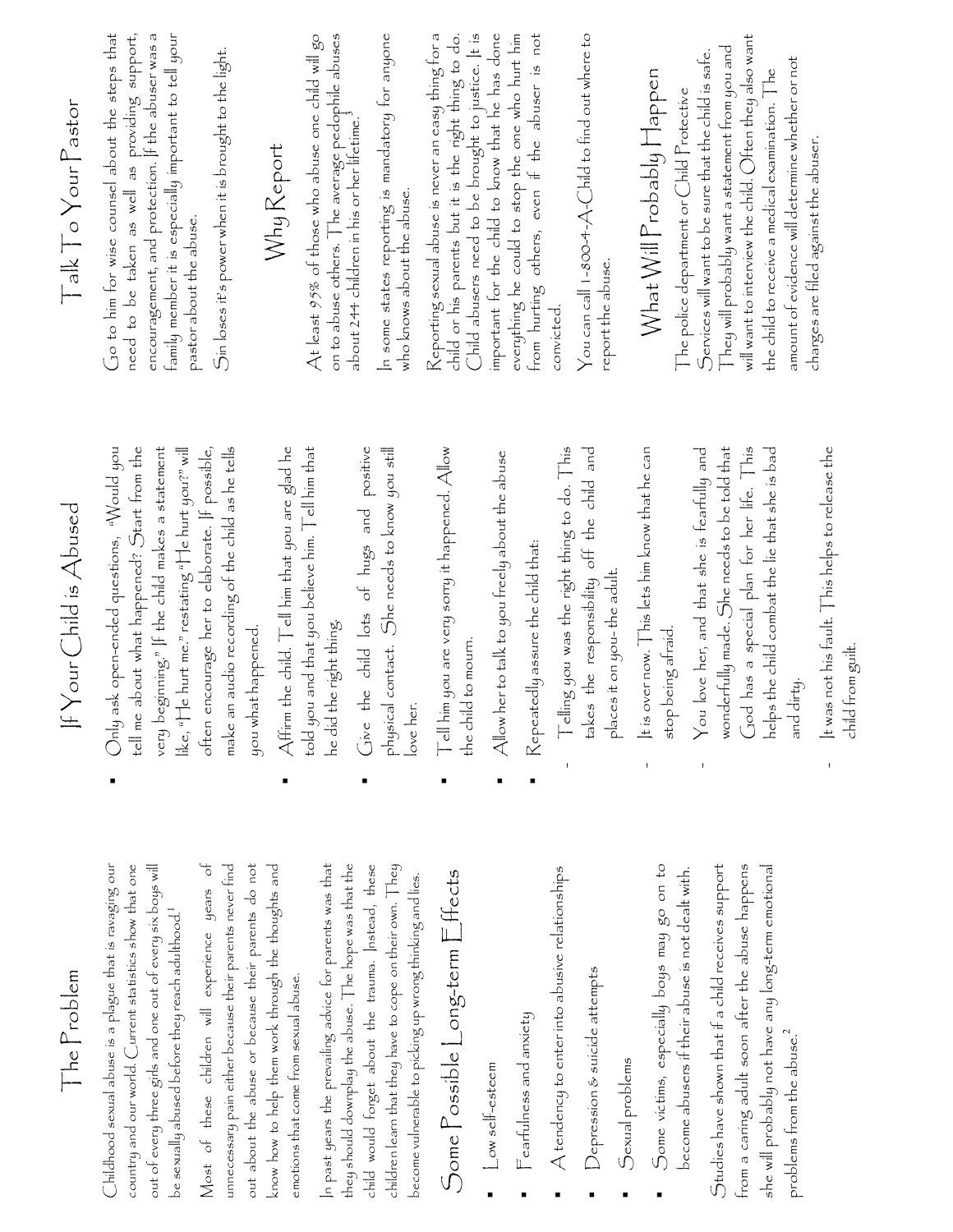## The Problem

Childhood sexual abuse is a plague that is ravaging our country and our world. Current statistics show that one out of every three girls and one out of every six boys will be sexually abused before they reach adulthood.[1]

Most of these children will experience years of unnecessary pain either because their parents never find out about the abuse or because their parents do not know how to help them work through the thoughts and emotions that come from sexual abuse.

In past years the prevailing advice for parents was that they should downplay the abuse. The hope was that the child would forget about the trauma. Instead, these children learn that they have to cope on their own. They become vulnerable to picking up wrong thinking and lies.

## Some Possible Long-term Effects

- Low self-esteem
- Fearfulness and anxiety
- A tendency to enter into abusive relationships
- Depression & suicide attempts
- Sexual problems
- Some victims, especially boys may go on to become abusers if their abuse is not dealt with.

Studies have shown that if a child receives support from a caring adult soon after the abuse happens she will probably not have any long-term emotional problems from the abuse.[2]

## If Your Child is Abused

- Only ask open-ended questions, "Would you tell me about what happened? Start from the very beginning." If the child makes a statement like, "He hurt me." restating "He hurt you?" will often encourage her to elaborate. If possible, make an audio recording of the child as he tells you what happened.
- Affirm the child. Tell him that you are glad he told you and that you believe him. Tell him that he did the right thing.
- Give the child lots of hugs and positive physical contact. She needs to know you still love her.
- Tell him you are very sorry it happened. Allow the child to mourn.
- Allow her to talk to you freely about the abuse
- Repeatedly assure the child that:
  - Telling you was the right thing to do. This takes the responsibility off the child and places it on you- the adult.
  - It is over now. This lets him know that he can stop being afraid.
  - You love her, and that she is fearfully and wonderfully made. She needs to be told that God has a special plan for her life. This helps the child combat the lie that she is bad and dirty.
  - It was not his fault. This helps to release the child from guilt.

## Talk To Your Pastor

Go to him for wise counsel about the steps that need to be taken as well as providing support, encouragement, and protection. If the abuser was a family member it is especially important to tell your pastor about the abuse.

Sin loses it's power when it is brought to the light.

## Why Report

At least 95% of those who abuse one child will go on to abuse others. The average pedophile abuses about 244 children in his or her lifetime.[3]

In some states reporting is mandatory for anyone who knows about the abuse.

Reporting sexual abuse is never an easy thing for a child or his parents but it is the right thing to do. Child abusers need to be brought to justice. It is important for the child to know that he has done everything he could to stop the one who hurt him from hurting others, even if the abuser is not convicted.

You can call 1-800-4-A-Child to find out where to report the abuse.

## What Will Probably Happen

The police department or Child Protective Services will want to be sure that the child is safe. They will probably want a statement from you and will want to interview the child. Often they also want the child to receive a medical examination. The amount of evidence will determine whether or not charges are filed against the abuser.